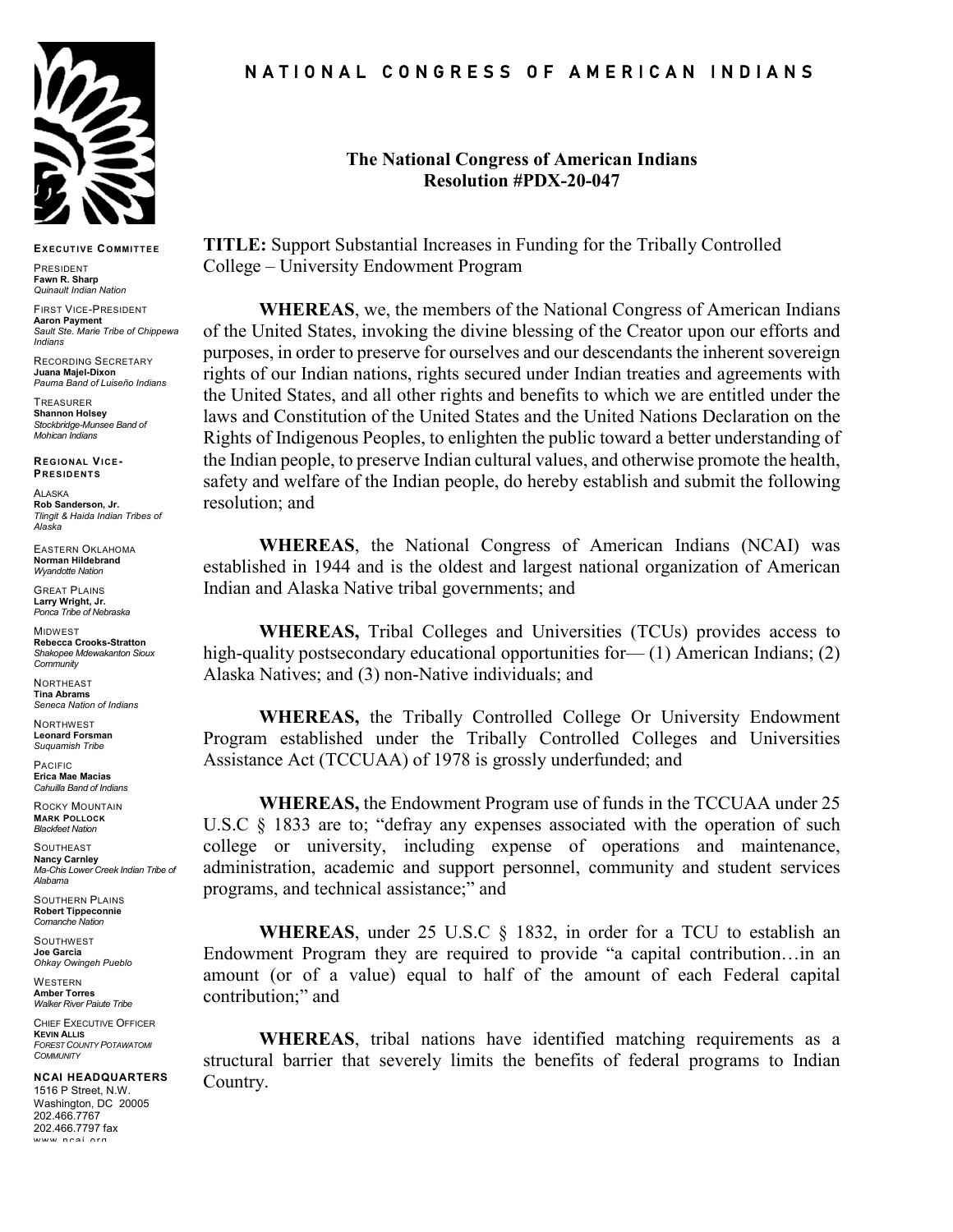# NATIONAL CONGRESS OF AMERICAN INDIANS

**EXECUTIVE COMMITTEE**

PRESIDENT
**Fawn R. Sharp**
*Quinault Indian Nation*

FIRST VICE-PRESIDENT
**Aaron Payment**
*Sault Ste. Marie Tribe of Chippewa Indians*

RECORDING SECRETARY
**Juana Majel-Dixon**
*Pauma Band of Luiseño Indians*

TREASURER
**Shannon Holsey**
*Stockbridge-Munsee Band of Mohican Indians*

**REGIONAL VICE-PRESIDENTS**

ALASKA
**Rob Sanderson, Jr.**
*Tlingit & Haida Indian Tribes of Alaska*

EASTERN OKLAHOMA
**Norman Hildebrand**
*Wyandotte Nation*

GREAT PLAINS
**Larry Wright, Jr.**
*Ponca Tribe of Nebraska*

MIDWEST
**Rebecca Crooks-Stratton**
*Shakopee Mdewakanton Sioux Community*

NORTHEAST
**Tina Abrams**
*Seneca Nation of Indians*

NORTHWEST
**Leonard Forsman**
*Suquamish Tribe*

PACIFIC
**Erica Mae Macias**
*Cahuilla Band of Indians*

ROCKY MOUNTAIN
**MARK POLLOCK**
*Blackfeet Nation*

SOUTHEAST
**Nancy Carnley**
*Ma-Chis Lower Creek Indian Tribe of Alabama*

SOUTHERN PLAINS
**Robert Tippeconnie**
*Comanche Nation*

SOUTHWEST
**Joe Garcia**
*Ohkay Owingeh Pueblo*

WESTERN
**Amber Torres**
*Walker River Paiute Tribe*

CHIEF EXECUTIVE OFFICER
**KEVIN ALLIS**
*FOREST COUNTY POTAWATOMI COMMUNITY*

**NCAI HEADQUARTERS**
1516 P Street, N.W.
Washington, DC 20005
202.466.7767
202.466.7797 fax
www.ncai.org

## The National Congress of American Indians Resolution #PDX-20-047

**TITLE:** Support Substantial Increases in Funding for the Tribally Controlled College – University Endowment Program

**WHEREAS**, we, the members of the National Congress of American Indians of the United States, invoking the divine blessing of the Creator upon our efforts and purposes, in order to preserve for ourselves and our descendants the inherent sovereign rights of our Indian nations, rights secured under Indian treaties and agreements with the United States, and all other rights and benefits to which we are entitled under the laws and Constitution of the United States and the United Nations Declaration on the Rights of Indigenous Peoples, to enlighten the public toward a better understanding of the Indian people, to preserve Indian cultural values, and otherwise promote the health, safety and welfare of the Indian people, do hereby establish and submit the following resolution; and

**WHEREAS**, the National Congress of American Indians (NCAI) was established in 1944 and is the oldest and largest national organization of American Indian and Alaska Native tribal governments; and

**WHEREAS,** Tribal Colleges and Universities (TCUs) provides access to high-quality postsecondary educational opportunities for— (1) American Indians; (2) Alaska Natives; and (3) non-Native individuals; and

**WHEREAS,** the Tribally Controlled College Or University Endowment Program established under the Tribally Controlled Colleges and Universities Assistance Act (TCCUAA) of 1978 is grossly underfunded; and

**WHEREAS,** the Endowment Program use of funds in the TCCUAA under 25 U.S.C § 1833 are to; "defray any expenses associated with the operation of such college or university, including expense of operations and maintenance, administration, academic and support personnel, community and student services programs, and technical assistance;" and

**WHEREAS**, under 25 U.S.C § 1832, in order for a TCU to establish an Endowment Program they are required to provide "a capital contribution…in an amount (or of a value) equal to half of the amount of each Federal capital contribution;" and

**WHEREAS**, tribal nations have identified matching requirements as a structural barrier that severely limits the benefits of federal programs to Indian Country.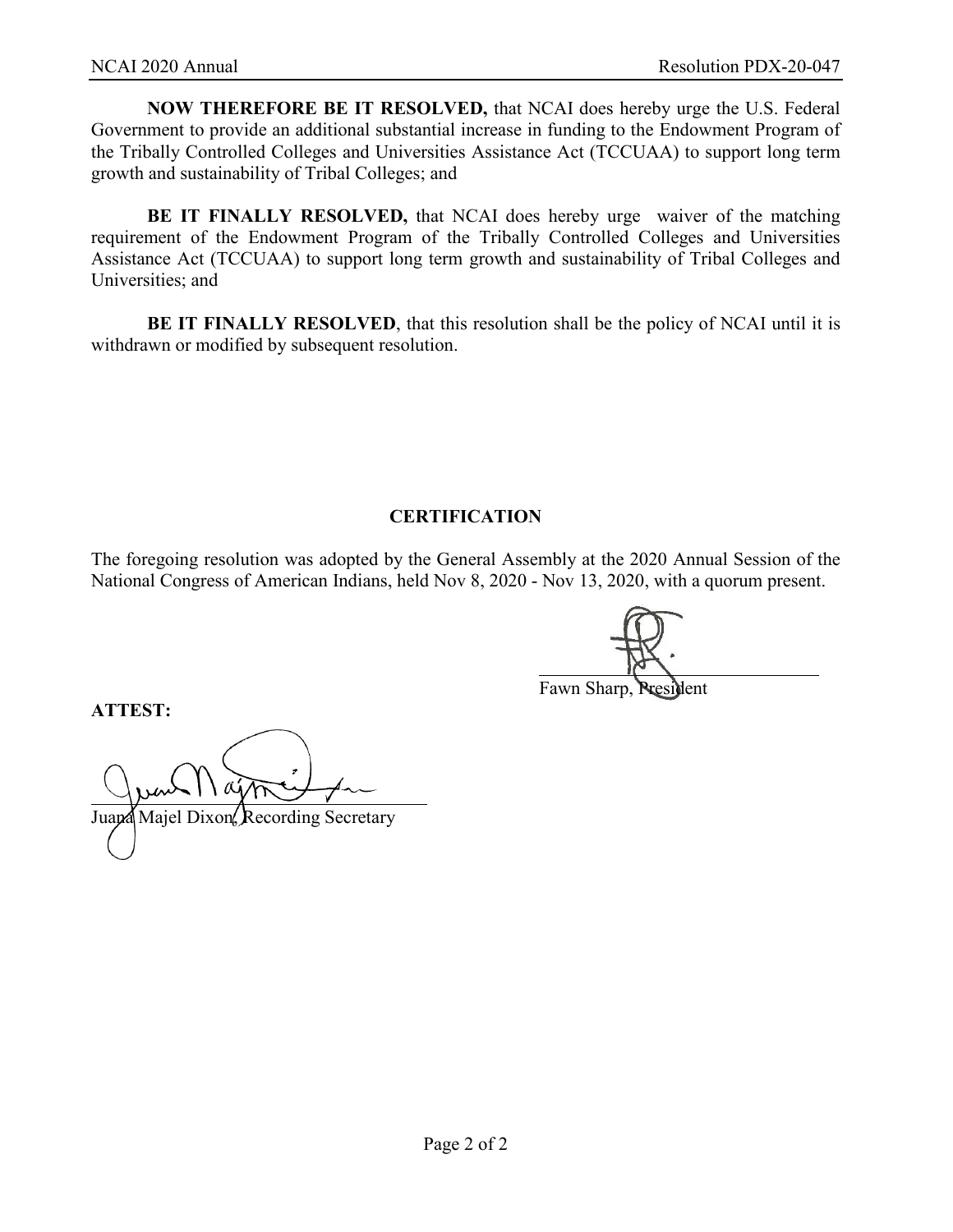**NOW THEREFORE BE IT RESOLVED,** that NCAI does hereby urge the U.S. Federal Government to provide an additional substantial increase in funding to the Endowment Program of the Tribally Controlled Colleges and Universities Assistance Act (TCCUAA) to support long term growth and sustainability of Tribal Colleges; and

**BE IT FINALLY RESOLVED,** that NCAI does hereby urge waiver of the matching requirement of the Endowment Program of the Tribally Controlled Colleges and Universities Assistance Act (TCCUAA) to support long term growth and sustainability of Tribal Colleges and Universities; and

**BE IT FINALLY RESOLVED**, that this resolution shall be the policy of NCAI until it is withdrawn or modified by subsequent resolution.

## CERTIFICATION

The foregoing resolution was adopted by the General Assembly at the 2020 Annual Session of the National Congress of American Indians, held Nov 8, 2020 - Nov 13, 2020, with a quorum present.

Fawn Sharp, President

**ATTEST:**

Juana Majel Dixon, Recording Secretary